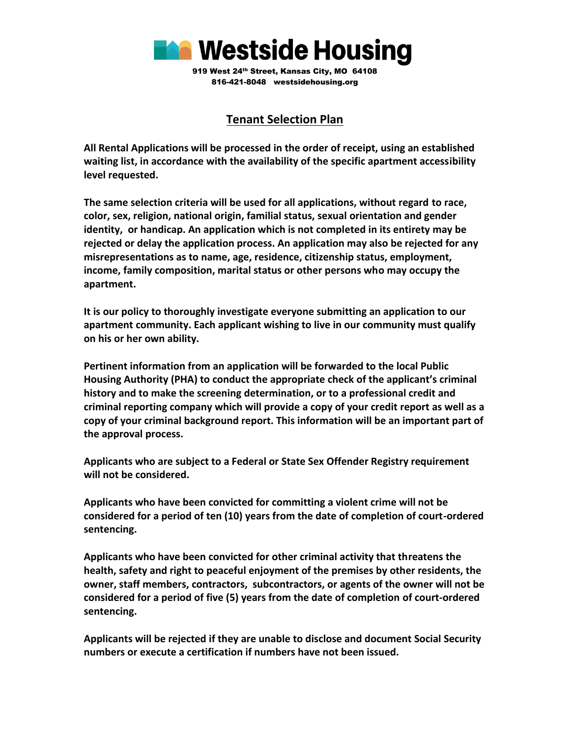# Westside Housing

919 West 24th Street, Kansas City, MO 64108
816-421-8048 westsidehousing.org

## Tenant Selection Plan

**All Rental Applications will be processed in the order of receipt, using an established waiting list, in accordance with the availability of the specific apartment accessibility level requested.**

**The same selection criteria will be used for all applications, without regard to race, color, sex, religion, national origin, familial status, sexual orientation and gender identity, or handicap. An application which is not completed in its entirety may be rejected or delay the application process. An application may also be rejected for any misrepresentations as to name, age, residence, citizenship status, employment, income, family composition, marital status or other persons who may occupy the apartment.**

**It is our policy to thoroughly investigate everyone submitting an application to our apartment community. Each applicant wishing to live in our community must qualify on his or her own ability.**

**Pertinent information from an application will be forwarded to the local Public Housing Authority (PHA) to conduct the appropriate check of the applicant's criminal history and to make the screening determination, or to a professional credit and criminal reporting company which will provide a copy of your credit report as well as a copy of your criminal background report. This information will be an important part of the approval process.**

**Applicants who are subject to a Federal or State Sex Offender Registry requirement will not be considered.**

**Applicants who have been convicted for committing a violent crime will not be considered for a period of ten (10) years from the date of completion of court-ordered sentencing.**

**Applicants who have been convicted for other criminal activity that threatens the health, safety and right to peaceful enjoyment of the premises by other residents, the owner, staff members, contractors, subcontractors, or agents of the owner will not be considered for a period of five (5) years from the date of completion of court-ordered sentencing.**

**Applicants will be rejected if they are unable to disclose and document Social Security numbers or execute a certification if numbers have not been issued.**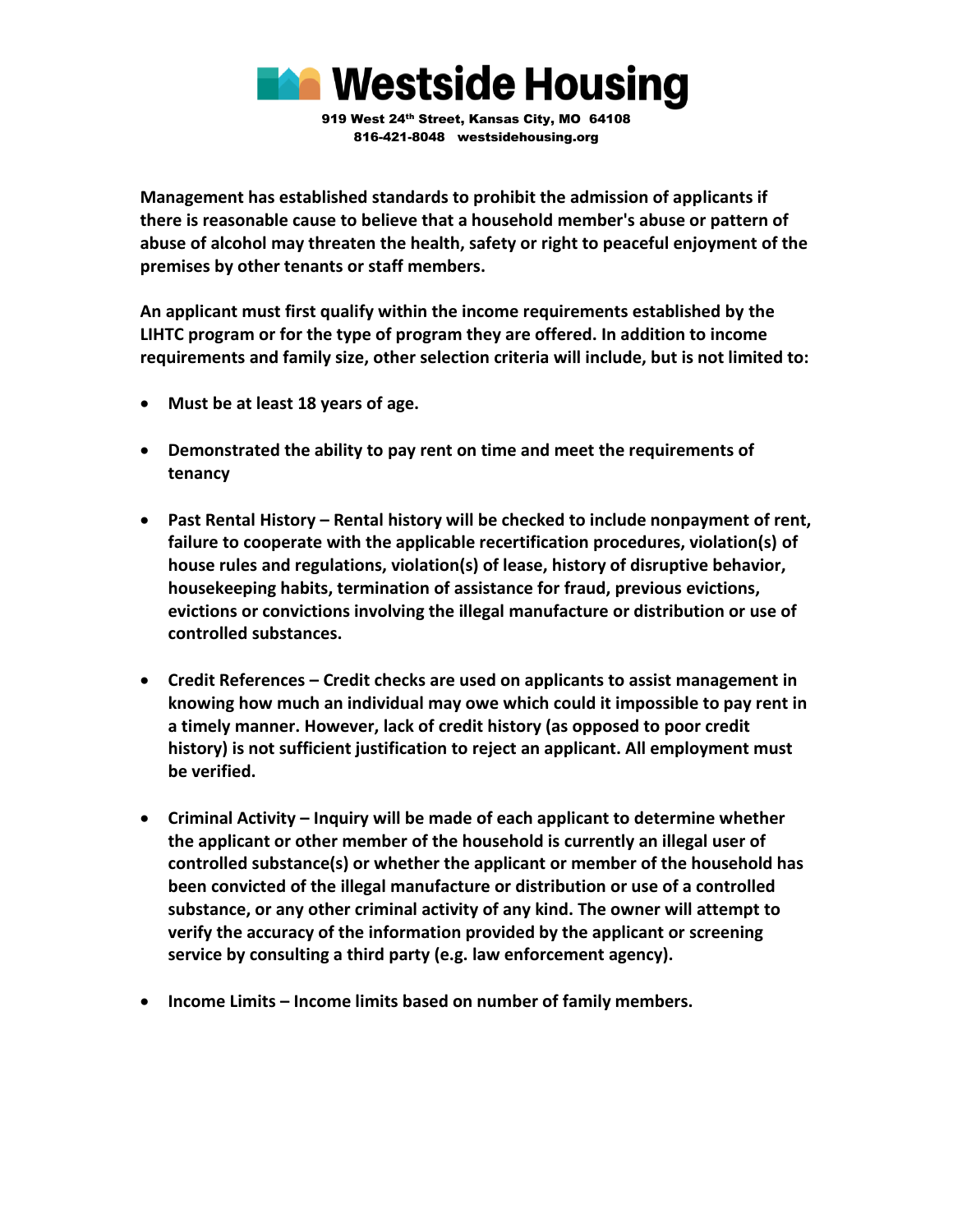**Management has established standards to prohibit the admission of applicants if there is reasonable cause to believe that a household member's abuse or pattern of abuse of alcohol may threaten the health, safety or right to peaceful enjoyment of the premises by other tenants or staff members.**

**An applicant must first qualify within the income requirements established by the LIHTC program or for the type of program they are offered. In addition to income requirements and family size, other selection criteria will include, but is not limited to:**

- **Must be at least 18 years of age.**
- **Demonstrated the ability to pay rent on time and meet the requirements of tenancy**
- **Past Rental History – Rental history will be checked to include nonpayment of rent, failure to cooperate with the applicable recertification procedures, violation(s) of house rules and regulations, violation(s) of lease, history of disruptive behavior, housekeeping habits, termination of assistance for fraud, previous evictions, evictions or convictions involving the illegal manufacture or distribution or use of controlled substances.**
- **Credit References – Credit checks are used on applicants to assist management in knowing how much an individual may owe which could it impossible to pay rent in a timely manner. However, lack of credit history (as opposed to poor credit history) is not sufficient justification to reject an applicant. All employment must be verified.**
- **Criminal Activity – Inquiry will be made of each applicant to determine whether the applicant or other member of the household is currently an illegal user of controlled substance(s) or whether the applicant or member of the household has been convicted of the illegal manufacture or distribution or use of a controlled substance, or any other criminal activity of any kind. The owner will attempt to verify the accuracy of the information provided by the applicant or screening service by consulting a third party (e.g. law enforcement agency).**
- **Income Limits – Income limits based on number of family members.**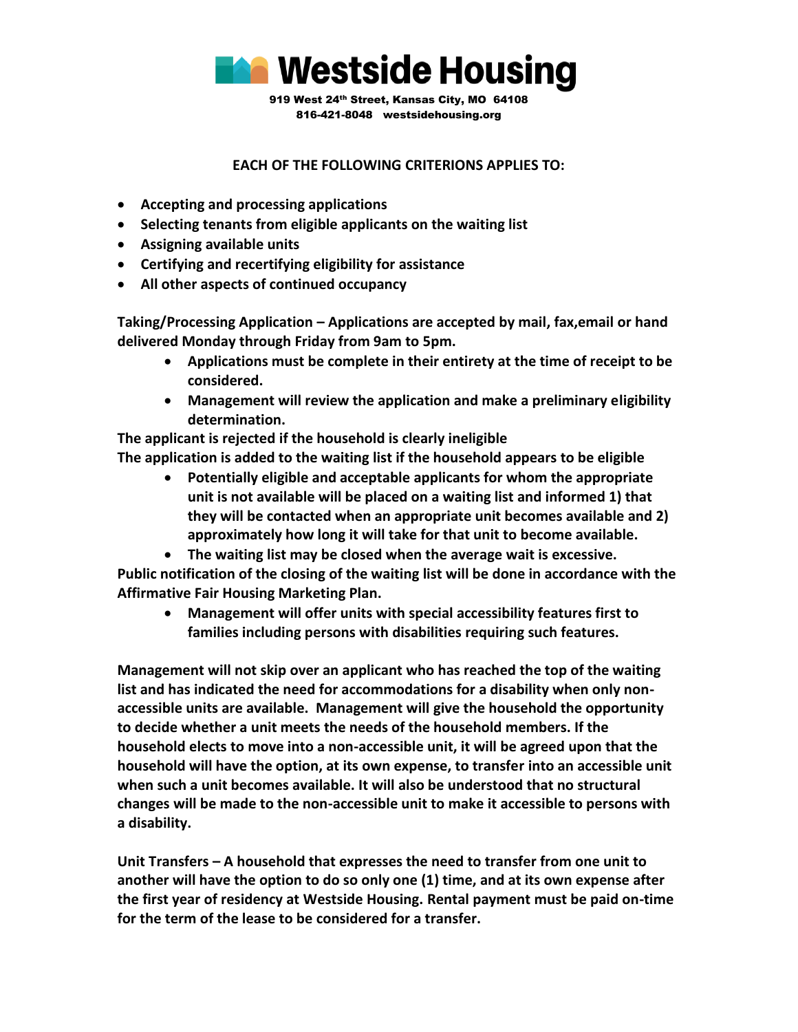# Westside Housing

**919 West 24th Street, Kansas City, MO 64108**
**816-421-8048 westsidehousing.org**

**EACH OF THE FOLLOWING CRITERIONS APPLIES TO:**

- **Accepting and processing applications**
- **Selecting tenants from eligible applicants on the waiting list**
- **Assigning available units**
- **Certifying and recertifying eligibility for assistance**
- **All other aspects of continued occupancy**

**Taking/Processing Application – Applications are accepted by mail, fax,email or hand delivered Monday through Friday from 9am to 5pm.**

- **Applications must be complete in their entirety at the time of receipt to be considered.**
- **Management will review the application and make a preliminary eligibility determination.**

**The applicant is rejected if the household is clearly ineligible**
**The application is added to the waiting list if the household appears to be eligible**

- **Potentially eligible and acceptable applicants for whom the appropriate unit is not available will be placed on a waiting list and informed 1) that they will be contacted when an appropriate unit becomes available and 2) approximately how long it will take for that unit to become available.**
- **The waiting list may be closed when the average wait is excessive.**

**Public notification of the closing of the waiting list will be done in accordance with the Affirmative Fair Housing Marketing Plan.**

- **Management will offer units with special accessibility features first to families including persons with disabilities requiring such features.**

**Management will not skip over an applicant who has reached the top of the waiting list and has indicated the need for accommodations for a disability when only non-accessible units are available. Management will give the household the opportunity to decide whether a unit meets the needs of the household members. If the household elects to move into a non-accessible unit, it will be agreed upon that the household will have the option, at its own expense, to transfer into an accessible unit when such a unit becomes available. It will also be understood that no structural changes will be made to the non-accessible unit to make it accessible to persons with a disability.**

**Unit Transfers – A household that expresses the need to transfer from one unit to another will have the option to do so only one (1) time, and at its own expense after the first year of residency at Westside Housing. Rental payment must be paid on-time for the term of the lease to be considered for a transfer.**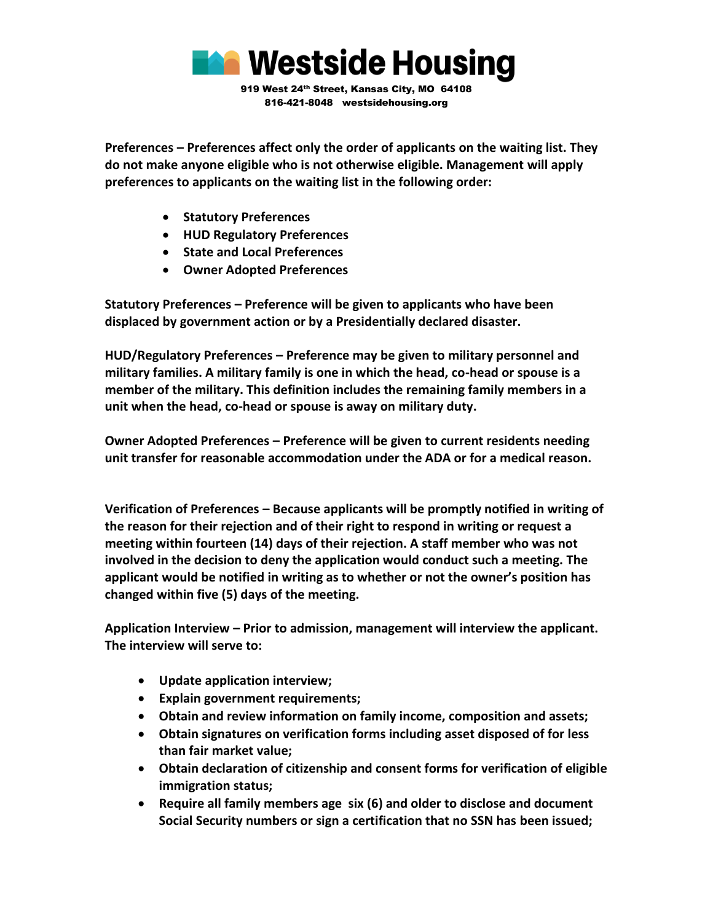**Preferences – Preferences affect only the order of applicants on the waiting list. They do not make anyone eligible who is not otherwise eligible. Management will apply preferences to applicants on the waiting list in the following order:**

- **Statutory Preferences**
- **HUD Regulatory Preferences**
- **State and Local Preferences**
- **Owner Adopted Preferences**

**Statutory Preferences – Preference will be given to applicants who have been displaced by government action or by a Presidentially declared disaster.**

**HUD/Regulatory Preferences – Preference may be given to military personnel and military families. A military family is one in which the head, co-head or spouse is a member of the military. This definition includes the remaining family members in a unit when the head, co-head or spouse is away on military duty.**

**Owner Adopted Preferences – Preference will be given to current residents needing unit transfer for reasonable accommodation under the ADA or for a medical reason.**

**Verification of Preferences – Because applicants will be promptly notified in writing of the reason for their rejection and of their right to respond in writing or request a meeting within fourteen (14) days of their rejection. A staff member who was not involved in the decision to deny the application would conduct such a meeting. The applicant would be notified in writing as to whether or not the owner's position has changed within five (5) days of the meeting.**

**Application Interview – Prior to admission, management will interview the applicant. The interview will serve to:**

- **Update application interview;**
- **Explain government requirements;**
- **Obtain and review information on family income, composition and assets;**
- **Obtain signatures on verification forms including asset disposed of for less than fair market value;**
- **Obtain declaration of citizenship and consent forms for verification of eligible immigration status;**
- **Require all family members age six (6) and older to disclose and document Social Security numbers or sign a certification that no SSN has been issued;**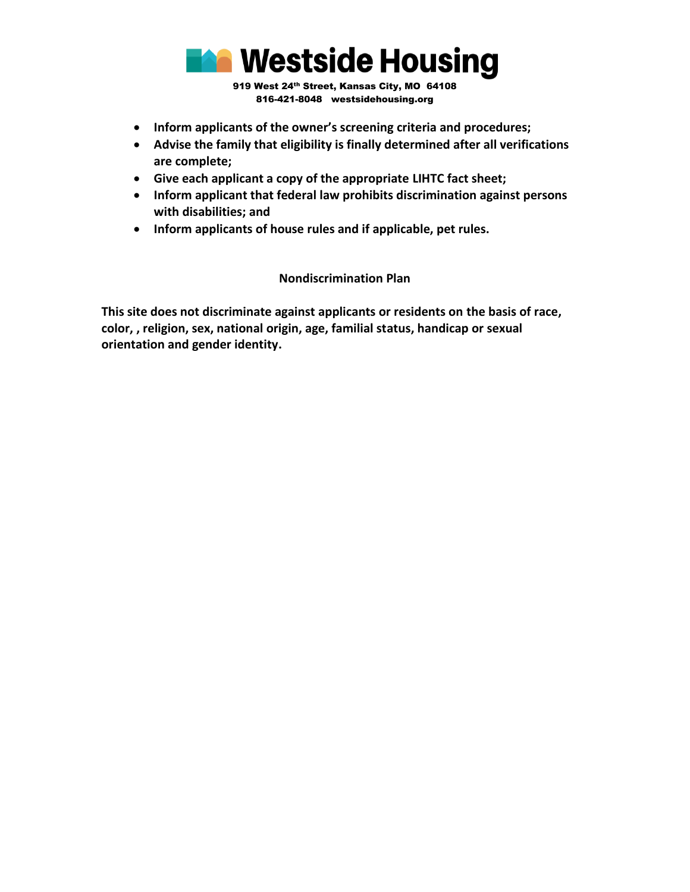- **Inform applicants of the owner's screening criteria and procedures;**
- **Advise the family that eligibility is finally determined after all verifications are complete;**
- **Give each applicant a copy of the appropriate LIHTC fact sheet;**
- **Inform applicant that federal law prohibits discrimination against persons with disabilities; and**
- **Inform applicants of house rules and if applicable, pet rules.**

**Nondiscrimination Plan**

**This site does not discriminate against applicants or residents on the basis of race, color, , religion, sex, national origin, age, familial status, handicap or sexual orientation and gender identity.**